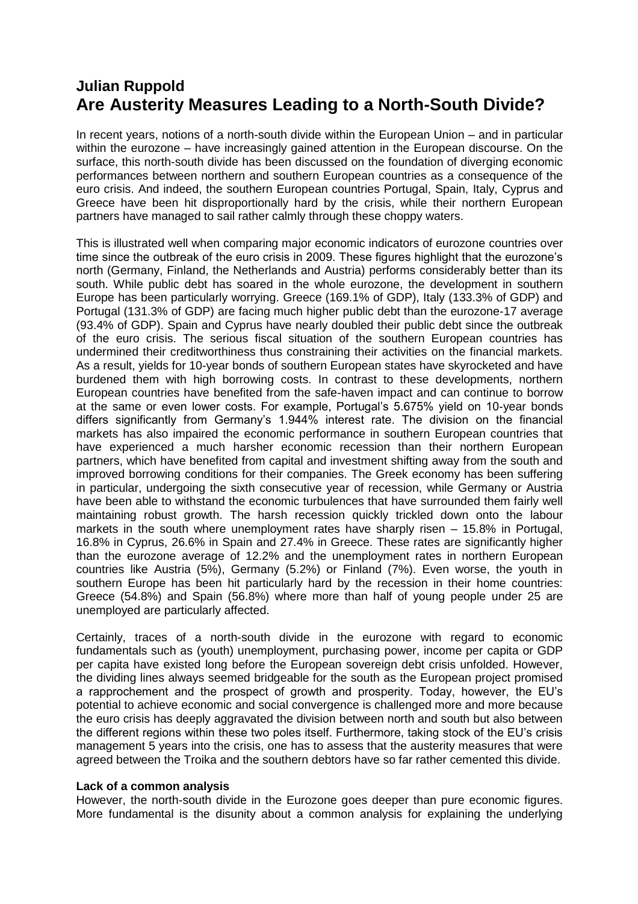# Julian Ruppold
# Are Austerity Measures Leading to a North-South Divide?

In recent years, notions of a north-south divide within the European Union – and in particular within the eurozone – have increasingly gained attention in the European discourse. On the surface, this north-south divide has been discussed on the foundation of diverging economic performances between northern and southern European countries as a consequence of the euro crisis. And indeed, the southern European countries Portugal, Spain, Italy, Cyprus and Greece have been hit disproportionally hard by the crisis, while their northern European partners have managed to sail rather calmly through these choppy waters.

This is illustrated well when comparing major economic indicators of eurozone countries over time since the outbreak of the euro crisis in 2009. These figures highlight that the eurozone's north (Germany, Finland, the Netherlands and Austria) performs considerably better than its south. While public debt has soared in the whole eurozone, the development in southern Europe has been particularly worrying. Greece (169.1% of GDP), Italy (133.3% of GDP) and Portugal (131.3% of GDP) are facing much higher public debt than the eurozone-17 average (93.4% of GDP). Spain and Cyprus have nearly doubled their public debt since the outbreak of the euro crisis. The serious fiscal situation of the southern European countries has undermined their creditworthiness thus constraining their activities on the financial markets. As a result, yields for 10-year bonds of southern European states have skyrocketed and have burdened them with high borrowing costs. In contrast to these developments, northern European countries have benefited from the safe-haven impact and can continue to borrow at the same or even lower costs. For example, Portugal's 5.675% yield on 10-year bonds differs significantly from Germany's 1.944% interest rate. The division on the financial markets has also impaired the economic performance in southern European countries that have experienced a much harsher economic recession than their northern European partners, which have benefited from capital and investment shifting away from the south and improved borrowing conditions for their companies. The Greek economy has been suffering in particular, undergoing the sixth consecutive year of recession, while Germany or Austria have been able to withstand the economic turbulences that have surrounded them fairly well maintaining robust growth. The harsh recession quickly trickled down onto the labour markets in the south where unemployment rates have sharply risen – 15.8% in Portugal, 16.8% in Cyprus, 26.6% in Spain and 27.4% in Greece. These rates are significantly higher than the eurozone average of 12.2% and the unemployment rates in northern European countries like Austria (5%), Germany (5.2%) or Finland (7%). Even worse, the youth in southern Europe has been hit particularly hard by the recession in their home countries: Greece (54.8%) and Spain (56.8%) where more than half of young people under 25 are unemployed are particularly affected.

Certainly, traces of a north-south divide in the eurozone with regard to economic fundamentals such as (youth) unemployment, purchasing power, income per capita or GDP per capita have existed long before the European sovereign debt crisis unfolded. However, the dividing lines always seemed bridgeable for the south as the European project promised a rapprochement and the prospect of growth and prosperity. Today, however, the EU's potential to achieve economic and social convergence is challenged more and more because the euro crisis has deeply aggravated the division between north and south but also between the different regions within these two poles itself. Furthermore, taking stock of the EU's crisis management 5 years into the crisis, one has to assess that the austerity measures that were agreed between the Troika and the southern debtors have so far rather cemented this divide.

**Lack of a common analysis**

However, the north-south divide in the Eurozone goes deeper than pure economic figures. More fundamental is the disunity about a common analysis for explaining the underlying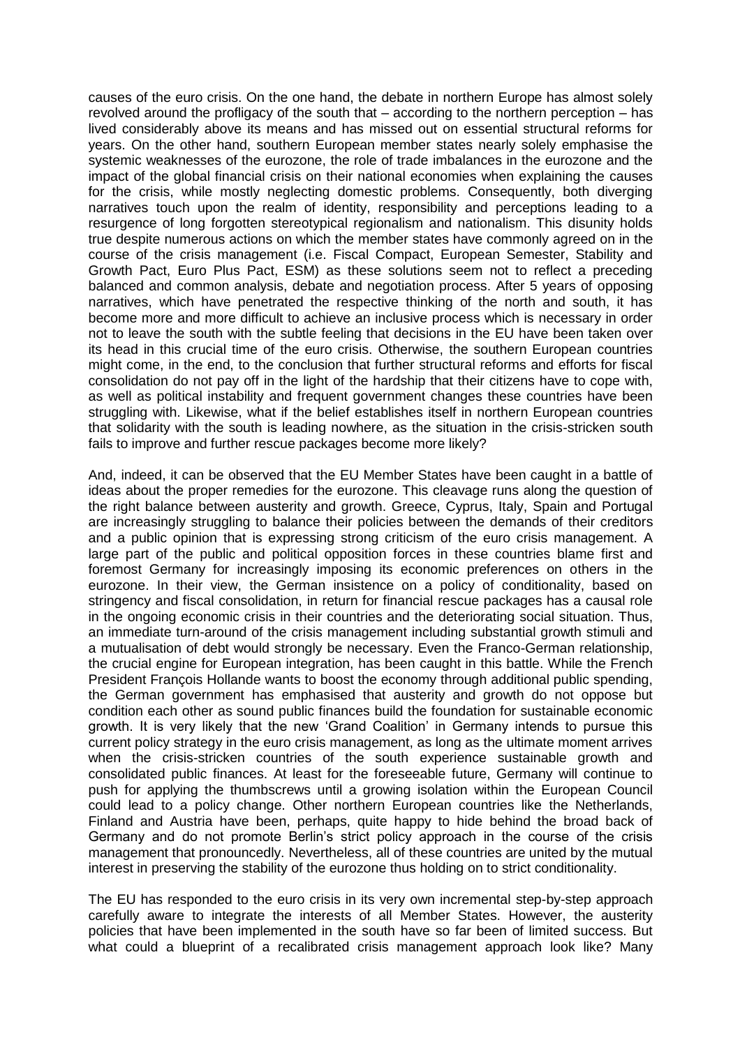causes of the euro crisis. On the one hand, the debate in northern Europe has almost solely revolved around the profligacy of the south that – according to the northern perception – has lived considerably above its means and has missed out on essential structural reforms for years. On the other hand, southern European member states nearly solely emphasise the systemic weaknesses of the eurozone, the role of trade imbalances in the eurozone and the impact of the global financial crisis on their national economies when explaining the causes for the crisis, while mostly neglecting domestic problems. Consequently, both diverging narratives touch upon the realm of identity, responsibility and perceptions leading to a resurgence of long forgotten stereotypical regionalism and nationalism. This disunity holds true despite numerous actions on which the member states have commonly agreed on in the course of the crisis management (i.e. Fiscal Compact, European Semester, Stability and Growth Pact, Euro Plus Pact, ESM) as these solutions seem not to reflect a preceding balanced and common analysis, debate and negotiation process. After 5 years of opposing narratives, which have penetrated the respective thinking of the north and south, it has become more and more difficult to achieve an inclusive process which is necessary in order not to leave the south with the subtle feeling that decisions in the EU have been taken over its head in this crucial time of the euro crisis. Otherwise, the southern European countries might come, in the end, to the conclusion that further structural reforms and efforts for fiscal consolidation do not pay off in the light of the hardship that their citizens have to cope with, as well as political instability and frequent government changes these countries have been struggling with. Likewise, what if the belief establishes itself in northern European countries that solidarity with the south is leading nowhere, as the situation in the crisis-stricken south fails to improve and further rescue packages become more likely?

And, indeed, it can be observed that the EU Member States have been caught in a battle of ideas about the proper remedies for the eurozone. This cleavage runs along the question of the right balance between austerity and growth. Greece, Cyprus, Italy, Spain and Portugal are increasingly struggling to balance their policies between the demands of their creditors and a public opinion that is expressing strong criticism of the euro crisis management. A large part of the public and political opposition forces in these countries blame first and foremost Germany for increasingly imposing its economic preferences on others in the eurozone. In their view, the German insistence on a policy of conditionality, based on stringency and fiscal consolidation, in return for financial rescue packages has a causal role in the ongoing economic crisis in their countries and the deteriorating social situation. Thus, an immediate turn-around of the crisis management including substantial growth stimuli and a mutualisation of debt would strongly be necessary. Even the Franco-German relationship, the crucial engine for European integration, has been caught in this battle. While the French President François Hollande wants to boost the economy through additional public spending, the German government has emphasised that austerity and growth do not oppose but condition each other as sound public finances build the foundation for sustainable economic growth. It is very likely that the new 'Grand Coalition' in Germany intends to pursue this current policy strategy in the euro crisis management, as long as the ultimate moment arrives when the crisis-stricken countries of the south experience sustainable growth and consolidated public finances. At least for the foreseeable future, Germany will continue to push for applying the thumbscrews until a growing isolation within the European Council could lead to a policy change. Other northern European countries like the Netherlands, Finland and Austria have been, perhaps, quite happy to hide behind the broad back of Germany and do not promote Berlin's strict policy approach in the course of the crisis management that pronouncedly. Nevertheless, all of these countries are united by the mutual interest in preserving the stability of the eurozone thus holding on to strict conditionality.

The EU has responded to the euro crisis in its very own incremental step-by-step approach carefully aware to integrate the interests of all Member States. However, the austerity policies that have been implemented in the south have so far been of limited success. But what could a blueprint of a recalibrated crisis management approach look like? Many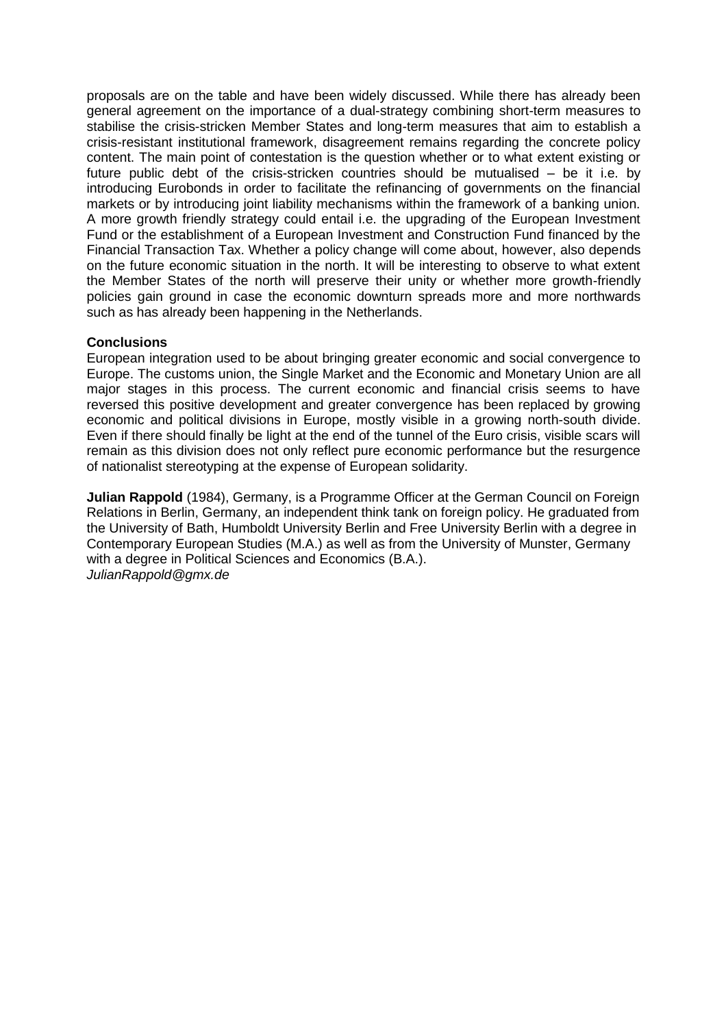proposals are on the table and have been widely discussed. While there has already been general agreement on the importance of a dual-strategy combining short-term measures to stabilise the crisis-stricken Member States and long-term measures that aim to establish a crisis-resistant institutional framework, disagreement remains regarding the concrete policy content. The main point of contestation is the question whether or to what extent existing or future public debt of the crisis-stricken countries should be mutualised – be it i.e. by introducing Eurobonds in order to facilitate the refinancing of governments on the financial markets or by introducing joint liability mechanisms within the framework of a banking union. A more growth friendly strategy could entail i.e. the upgrading of the European Investment Fund or the establishment of a European Investment and Construction Fund financed by the Financial Transaction Tax. Whether a policy change will come about, however, also depends on the future economic situation in the north. It will be interesting to observe to what extent the Member States of the north will preserve their unity or whether more growth-friendly policies gain ground in case the economic downturn spreads more and more northwards such as has already been happening in the Netherlands.

**Conclusions**

European integration used to be about bringing greater economic and social convergence to Europe. The customs union, the Single Market and the Economic and Monetary Union are all major stages in this process. The current economic and financial crisis seems to have reversed this positive development and greater convergence has been replaced by growing economic and political divisions in Europe, mostly visible in a growing north-south divide. Even if there should finally be light at the end of the tunnel of the Euro crisis, visible scars will remain as this division does not only reflect pure economic performance but the resurgence of nationalist stereotyping at the expense of European solidarity.

**Julian Rappold** (1984), Germany, is a Programme Officer at the German Council on Foreign Relations in Berlin, Germany, an independent think tank on foreign policy. He graduated from the University of Bath, Humboldt University Berlin and Free University Berlin with a degree in Contemporary European Studies (M.A.) as well as from the University of Munster, Germany with a degree in Political Sciences and Economics (B.A.).
*JulianRappold@gmx.de*